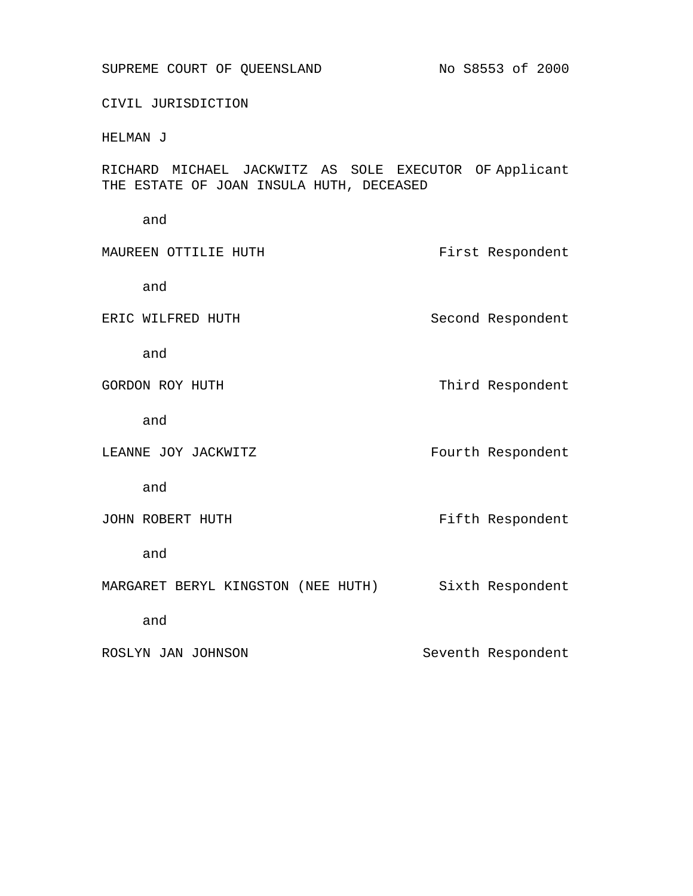SUPREME COURT OF QUEENSLAND No S8553 of 2000

CIVIL JURISDICTION

HELMAN J

| | |
|---|---|
| RICHARD MICHAEL JACKWITZ AS SOLE EXECUTOR OF THE ESTATE OF JOAN INSULA HUTH, DECEASED | Applicant |
| and | |
| MAUREEN OTTILIE HUTH | First Respondent |
| and | |
| ERIC WILFRED HUTH | Second Respondent |
| and | |
| GORDON ROY HUTH | Third Respondent |
| and | |
| LEANNE JOY JACKWITZ | Fourth Respondent |
| and | |
| JOHN ROBERT HUTH | Fifth Respondent |
| and | |
| MARGARET BERYL KINGSTON (NEE HUTH) | Sixth Respondent |
| and | |
| ROSLYN JAN JOHNSON | Seventh Respondent |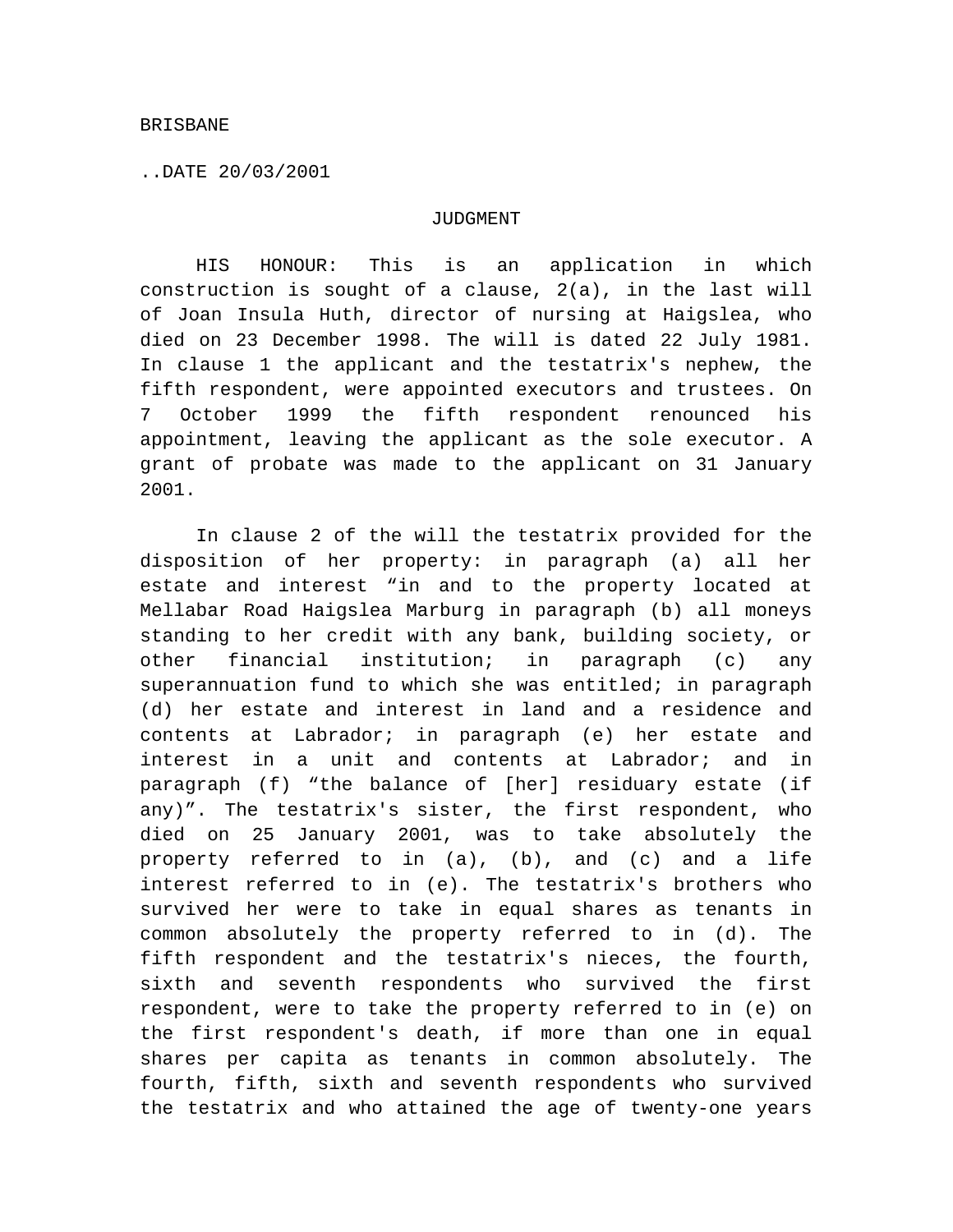BRISBANE

..DATE 20/03/2001

JUDGMENT

HIS HONOUR: This is an application in which construction is sought of a clause, 2(a), in the last will of Joan Insula Huth, director of nursing at Haigslea, who died on 23 December 1998. The will is dated 22 July 1981. In clause 1 the applicant and the testatrix's nephew, the fifth respondent, were appointed executors and trustees. On 7 October 1999 the fifth respondent renounced his appointment, leaving the applicant as the sole executor. A grant of probate was made to the applicant on 31 January 2001.

In clause 2 of the will the testatrix provided for the disposition of her property: in paragraph (a) all her estate and interest “in and to the property located at Mellabar Road Haigslea Marburg in paragraph (b) all moneys standing to her credit with any bank, building society, or other financial institution; in paragraph (c) any superannuation fund to which she was entitled; in paragraph (d) her estate and interest in land and a residence and contents at Labrador; in paragraph (e) her estate and interest in a unit and contents at Labrador; and in paragraph (f) “the balance of [her] residuary estate (if any)”. The testatrix's sister, the first respondent, who died on 25 January 2001, was to take absolutely the property referred to in (a), (b), and (c) and a life interest referred to in (e). The testatrix's brothers who survived her were to take in equal shares as tenants in common absolutely the property referred to in (d). The fifth respondent and the testatrix's nieces, the fourth, sixth and seventh respondents who survived the first respondent, were to take the property referred to in (e) on the first respondent's death, if more than one in equal shares per capita as tenants in common absolutely. The fourth, fifth, sixth and seventh respondents who survived the testatrix and who attained the age of twenty-one years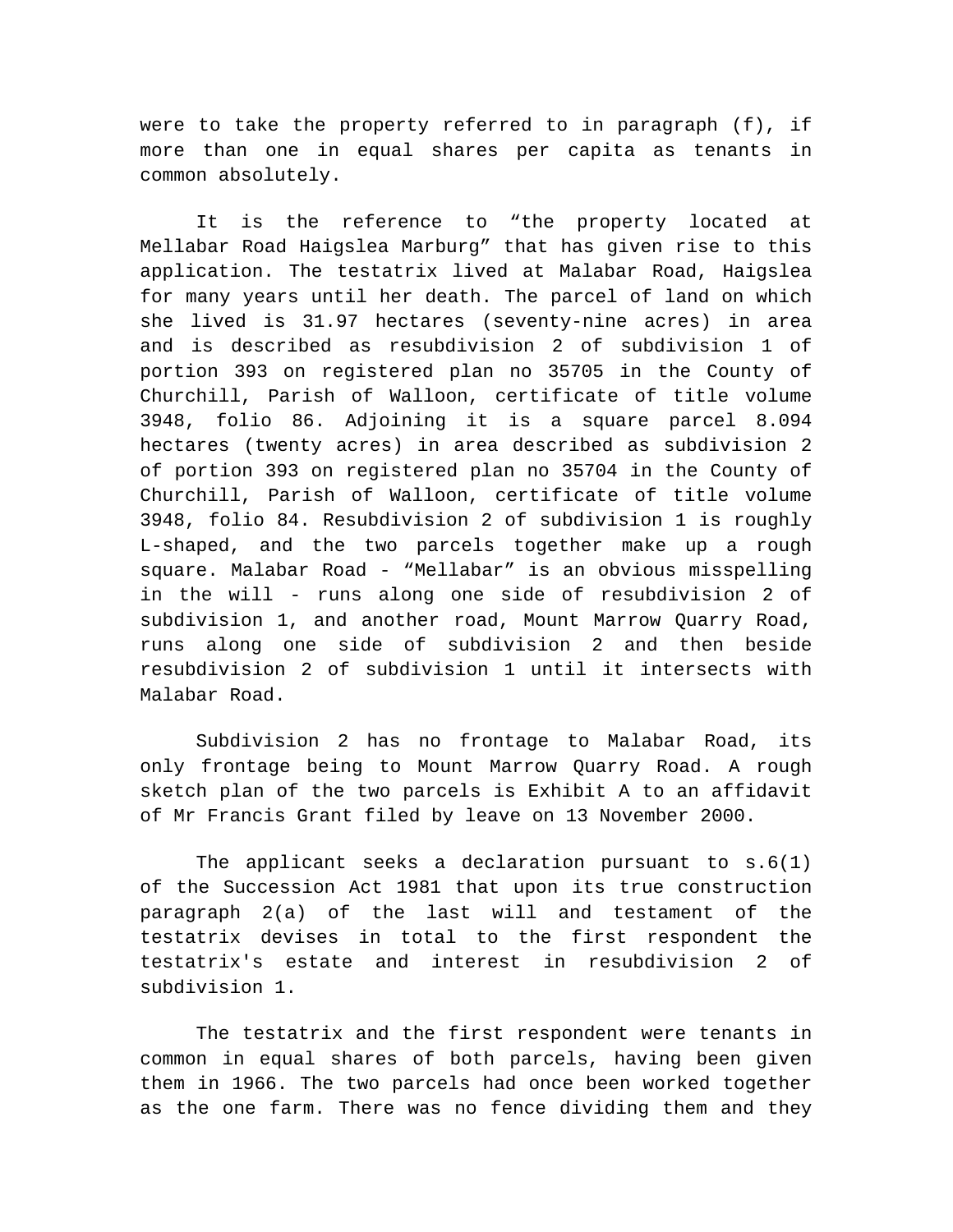were to take the property referred to in paragraph (f), if more than one in equal shares per capita as tenants in common absolutely.

It is the reference to “the property located at Mellabar Road Haigslea Marburg” that has given rise to this application. The testatrix lived at Malabar Road, Haigslea for many years until her death. The parcel of land on which she lived is 31.97 hectares (seventy-nine acres) in area and is described as resubdivision 2 of subdivision 1 of portion 393 on registered plan no 35705 in the County of Churchill, Parish of Walloon, certificate of title volume 3948, folio 86. Adjoining it is a square parcel 8.094 hectares (twenty acres) in area described as subdivision 2 of portion 393 on registered plan no 35704 in the County of Churchill, Parish of Walloon, certificate of title volume 3948, folio 84. Resubdivision 2 of subdivision 1 is roughly L-shaped, and the two parcels together make up a rough square. Malabar Road - “Mellabar” is an obvious misspelling in the will - runs along one side of resubdivision 2 of subdivision 1, and another road, Mount Marrow Quarry Road, runs along one side of subdivision 2 and then beside resubdivision 2 of subdivision 1 until it intersects with Malabar Road.

Subdivision 2 has no frontage to Malabar Road, its only frontage being to Mount Marrow Quarry Road. A rough sketch plan of the two parcels is Exhibit A to an affidavit of Mr Francis Grant filed by leave on 13 November 2000.

The applicant seeks a declaration pursuant to s.6(1) of the Succession Act 1981 that upon its true construction paragraph 2(a) of the last will and testament of the testatrix devises in total to the first respondent the testatrix's estate and interest in resubdivision 2 of subdivision 1.

The testatrix and the first respondent were tenants in common in equal shares of both parcels, having been given them in 1966. The two parcels had once been worked together as the one farm. There was no fence dividing them and they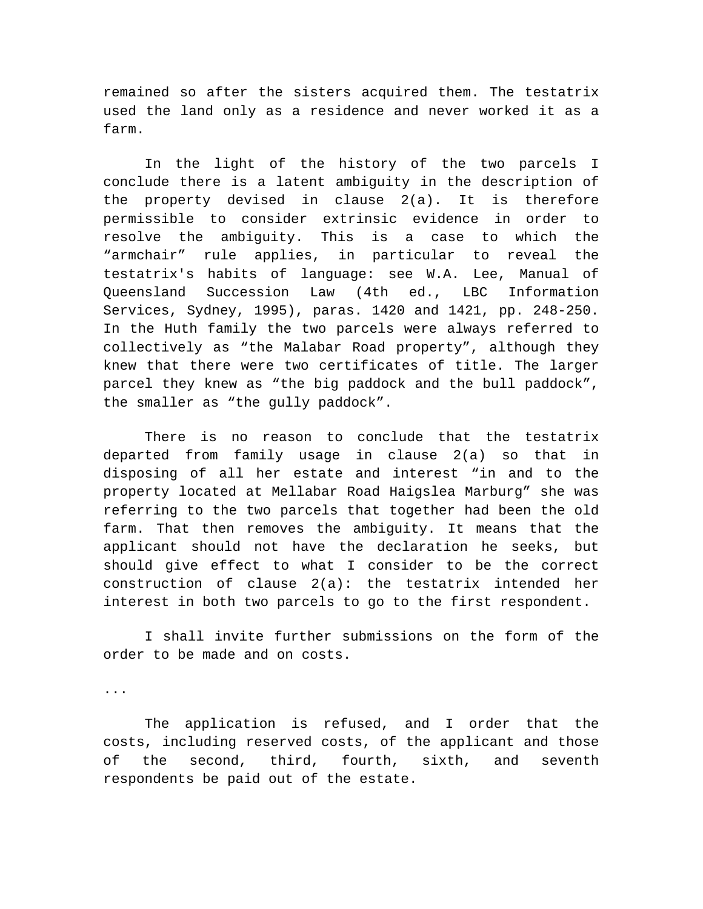remained so after the sisters acquired them. The testatrix used the land only as a residence and never worked it as a farm.

In the light of the history of the two parcels I conclude there is a latent ambiguity in the description of the property devised in clause 2(a). It is therefore permissible to consider extrinsic evidence in order to resolve the ambiguity. This is a case to which the “armchair” rule applies, in particular to reveal the testatrix's habits of language: see W.A. Lee, Manual of Queensland Succession Law (4th ed., LBC Information Services, Sydney, 1995), paras. 1420 and 1421, pp. 248-250. In the Huth family the two parcels were always referred to collectively as “the Malabar Road property”, although they knew that there were two certificates of title. The larger parcel they knew as “the big paddock and the bull paddock”, the smaller as “the gully paddock”.

There is no reason to conclude that the testatrix departed from family usage in clause 2(a) so that in disposing of all her estate and interest “in and to the property located at Mellabar Road Haigslea Marburg” she was referring to the two parcels that together had been the old farm. That then removes the ambiguity. It means that the applicant should not have the declaration he seeks, but should give effect to what I consider to be the correct construction of clause 2(a): the testatrix intended her interest in both two parcels to go to the first respondent.

I shall invite further submissions on the form of the order to be made and on costs.

...

The application is refused, and I order that the costs, including reserved costs, of the applicant and those of the second, third, fourth, sixth, and seventh respondents be paid out of the estate.